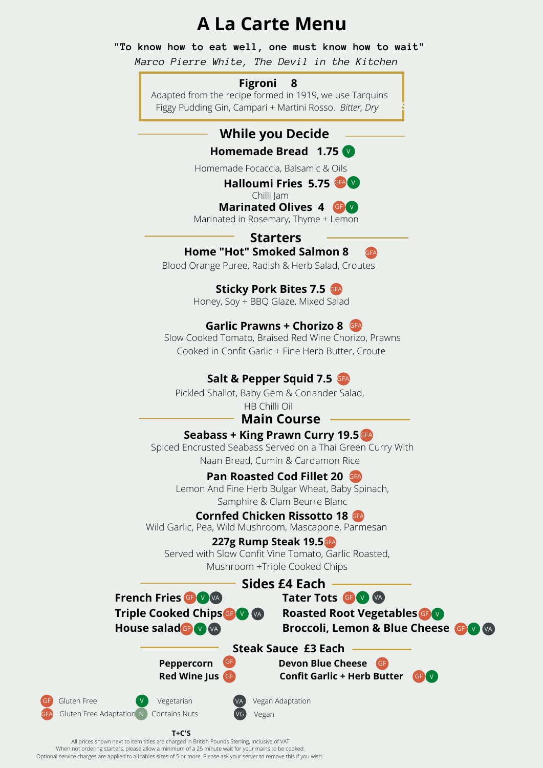# A La Carte Menu

**"To know how to eat well, one must know how to wait"**

*Marco Pierre White, The Devil in the Kitchen*

**Figroni 8**
Adapted from the recipe formed in 1919, we use Tarquins Figgy Pudding Gin, Campari + Martini Rosso. *Bitter, Dry*

## While you Decide

**Homemade Bread 1.75** V
Homemade Focaccia, Balsamic & Oils

**Halloumi Fries 5.75** GFA V
Chilli Jam

**Marinated Olives 4** GF V
Marinated in Rosemary, Thyme + Lemon

## Starters

**Home "Hot" Smoked Salmon 8** GFA
Blood Orange Puree, Radish & Herb Salad, Croutes

**Sticky Pork Bites 7.5** GFA
Honey, Soy + BBQ Glaze, Mixed Salad

**Garlic Prawns + Chorizo 8** GFA
Slow Cooked Tomato, Braised Red Wine Chorizo, Prawns Cooked in Confit Garlic + Fine Herb Butter, Croute

**Salt & Pepper Squid 7.5** GFA
Pickled Shallot, Baby Gem & Coriander Salad, HB Chilli Oil

## Main Course

**Seabass + King Prawn Curry 19.5** GFA
Spiced Encrusted Seabass Served on a Thai Green Curry With Naan Bread, Cumin & Cardamon Rice

**Pan Roasted Cod Fillet 20** GFA
Lemon And Fine Herb Bulgar Wheat, Baby Spinach, Samphire & Clam Beurre Blanc

**Cornfed Chicken Rissotto 18** GFA
Wild Garlic, Pea, Wild Mushroom, Mascapone, Parmesan

**227g Rump Steak 19.5** GFA
Served with Slow Confit Vine Tomato, Garlic Roasted, Mushroom +Triple Cooked Chips

## Sides £4 Each

**French Fries** GF V VA
**Triple Cooked Chips** GF V VA
**House salad** GF V VA
**Tater Tots** GF V VA
**Roasted Root Vegetables** GF V
**Broccoli, Lemon & Blue Cheese** GF V VA

## Steak Sauce £3 Each

**Peppercorn** GF
**Red Wine Jus** GF
**Devon Blue Cheese** GF
**Confit Garlic + Herb Butter** GF V

GF Gluten Free
GFA Gluten Free Adaptation
V Vegetarian
N Contains Nuts
VA Vegan Adaptation
VG Vegan

**T+C'S**

All prices shown next to item titles are charged in British Pounds Sterling, Inclusive of VAT
When not ordering starters, please allow a minimum of a 25 minute wait for your mains to be cooked.
Optional service charges are applied to all tables sizes of 5 or more. Please ask your server to remove this if you wish.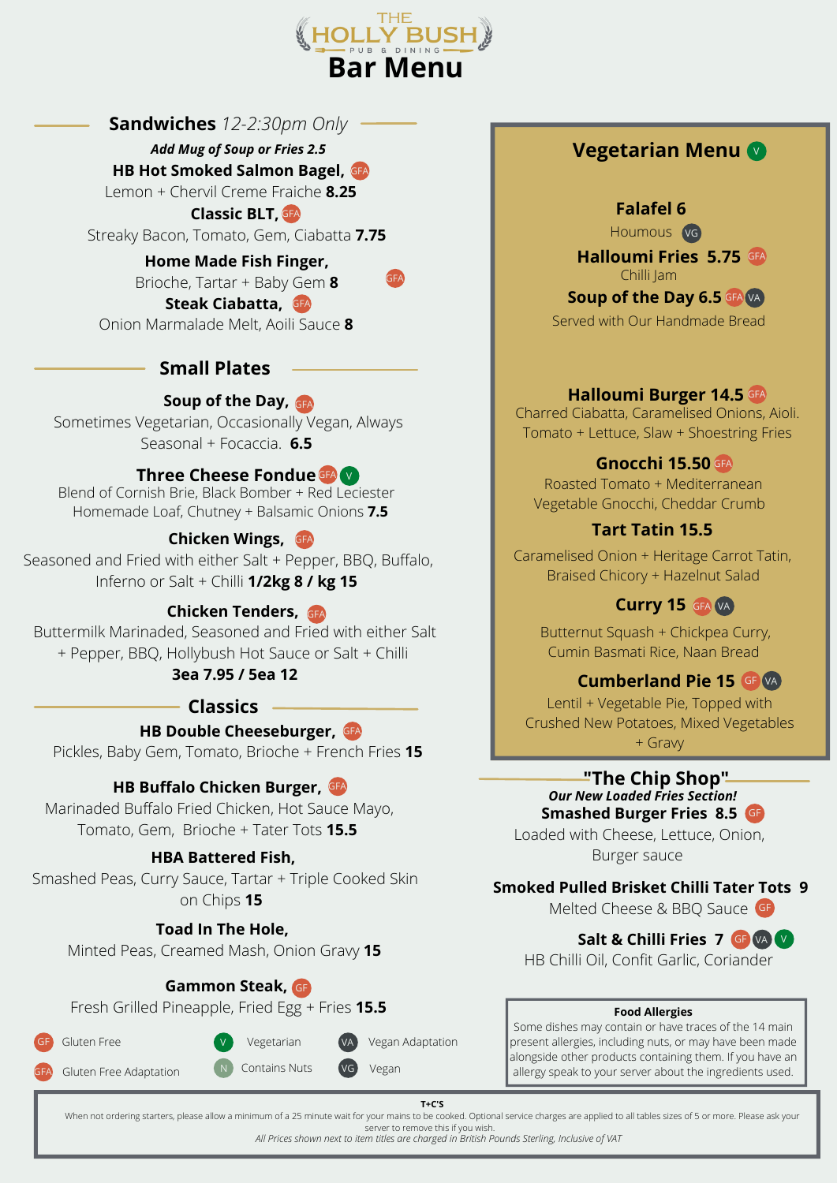# THE HOLLY BUSH

PUB & DINING

# Bar Menu

## Sandwiches *12-2:30pm Only*

***Add Mug of Soup or Fries 2.5***

**HB Hot Smoked Salmon Bagel,** GFA
Lemon + Chervil Creme Fraiche **8.25**

**Classic BLT,** GFA
Streaky Bacon, Tomato, Gem, Ciabatta **7.75**

**Home Made Fish Finger,**
Brioche, Tartar + Baby Gem **8** GFA

**Steak Ciabatta,** GFA
Onion Marmalade Melt, Aoili Sauce **8**

## Small Plates

**Soup of the Day,** GFA
Sometimes Vegetarian, Occasionally Vegan, Always Seasonal + Focaccia. **6.5**

**Three Cheese Fondue** GFA V
Blend of Cornish Brie, Black Bomber + Red Leciester
Homemade Loaf, Chutney + Balsamic Onions **7.5**

**Chicken Wings,** GFA
Seasoned and Fried with either Salt + Pepper, BBQ, Buffalo, Inferno or Salt + Chilli **1/2kg 8 / kg 15**

**Chicken Tenders,** GFA
Buttermilk Marinaded, Seasoned and Fried with either Salt + Pepper, BBQ, Hollybush Hot Sauce or Salt + Chilli
**3ea 7.95 / 5ea 12**

## Classics

**HB Double Cheeseburger,** GFA
Pickles, Baby Gem, Tomato, Brioche + French Fries **15**

**HB Buffalo Chicken Burger,** GFA
Marinaded Buffalo Fried Chicken, Hot Sauce Mayo, Tomato, Gem, Brioche + Tater Tots **15.5**

**HBA Battered Fish,**
Smashed Peas, Curry Sauce, Tartar + Triple Cooked Skin on Chips **15**

**Toad In The Hole,**
Minted Peas, Creamed Mash, Onion Gravy **15**

**Gammon Steak,** GF
Fresh Grilled Pineapple, Fried Egg + Fries **15.5**

## Vegetarian Menu V

**Falafel 6**
Houmous VG

**Halloumi Fries 5.75** GFA
Chilli Jam

**Soup of the Day 6.5** GFA VA
Served with Our Handmade Bread

**Halloumi Burger 14.5** GFA
Charred Ciabatta, Caramelised Onions, Aioli. Tomato + Lettuce, Slaw + Shoestring Fries

**Gnocchi 15.50** GFA
Roasted Tomato + Mediterranean Vegetable Gnocchi, Cheddar Crumb

**Tart Tatin 15.5**
Caramelised Onion + Heritage Carrot Tatin, Braised Chicory + Hazelnut Salad

**Curry 15** GFA VA
Butternut Squash + Chickpea Curry, Cumin Basmati Rice, Naan Bread

**Cumberland Pie 15** GF VA
Lentil + Vegetable Pie, Topped with Crushed New Potatoes, Mixed Vegetables + Gravy

## "The Chip Shop"

***Our New Loaded Fries Section!***

**Smashed Burger Fries 8.5** GF
Loaded with Cheese, Lettuce, Onion, Burger sauce

**Smoked Pulled Brisket Chilli Tater Tots 9**
Melted Cheese & BBQ Sauce GF

**Salt & Chilli Fries 7** GF VA V
HB Chilli Oil, Confit Garlic, Coriander

GF Gluten Free
GFA Gluten Free Adaptation
V Vegetarian
N Contains Nuts
VA Vegan Adaptation
VG Vegan

**Food Allergies**
Some dishes may contain or have traces of the 14 main present allergies, including nuts, or may have been made alongside other products containing them. If you have an allergy speak to your server about the ingredients used.

**T+C'S**
When not ordering starters, please allow a minimum of a 25 minute wait for your mains to be cooked. Optional service charges are applied to all tables sizes of 5 or more. Please ask your server to remove this if you wish.
*All Prices shown next to item titles are charged in British Pounds Sterling, Inclusive of VAT*